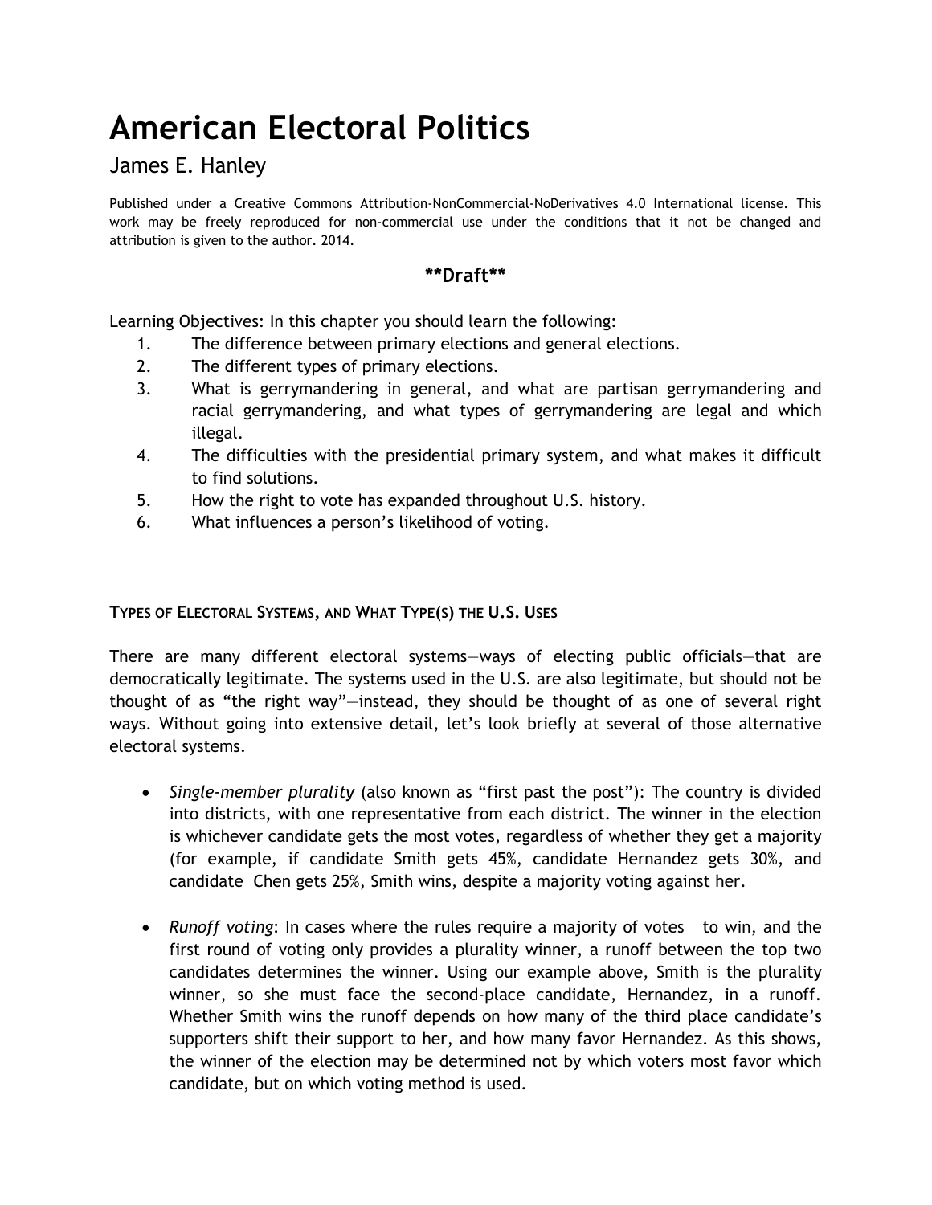# American Electoral Politics

## James E. Hanley

Published under a Creative Commons Attribution-NonCommercial-NoDerivatives 4.0 International license. This work may be freely reproduced for non-commercial use under the conditions that it not be changed and attribution is given to the author. 2014.

**\*\*Draft\*\***

Learning Objectives: In this chapter you should learn the following:

1. The difference between primary elections and general elections.
2. The different types of primary elections.
3. What is gerrymandering in general, and what are partisan gerrymandering and racial gerrymandering, and what types of gerrymandering are legal and which illegal.
4. The difficulties with the presidential primary system, and what makes it difficult to find solutions.
5. How the right to vote has expanded throughout U.S. history.
6. What influences a person's likelihood of voting.

### TYPES OF ELECTORAL SYSTEMS, AND WHAT TYPE(S) THE U.S. USES

There are many different electoral systems—ways of electing public officials—that are democratically legitimate. The systems used in the U.S. are also legitimate, but should not be thought of as "the right way"—instead, they should be thought of as one of several right ways. Without going into extensive detail, let's look briefly at several of those alternative electoral systems.

- *Single-member plurality* (also known as "first past the post"): The country is divided into districts, with one representative from each district. The winner in the election is whichever candidate gets the most votes, regardless of whether they get a majority (for example, if candidate Smith gets 45%, candidate Hernandez gets 30%, and candidate Chen gets 25%, Smith wins, despite a majority voting against her.

- *Runoff voting*: In cases where the rules require a majority of votes to win, and the first round of voting only provides a plurality winner, a runoff between the top two candidates determines the winner. Using our example above, Smith is the plurality winner, so she must face the second-place candidate, Hernandez, in a runoff. Whether Smith wins the runoff depends on how many of the third place candidate's supporters shift their support to her, and how many favor Hernandez. As this shows, the winner of the election may be determined not by which voters most favor which candidate, but on which voting method is used.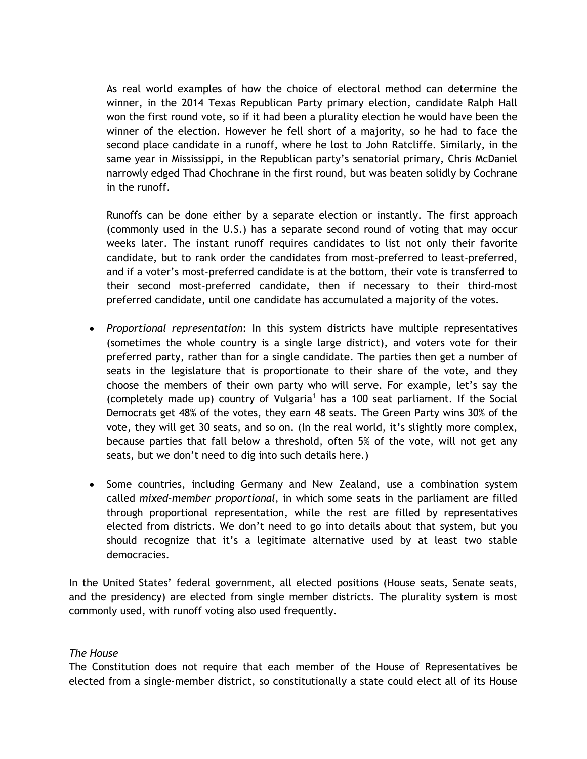As real world examples of how the choice of electoral method can determine the winner, in the 2014 Texas Republican Party primary election, candidate Ralph Hall won the first round vote, so if it had been a plurality election he would have been the winner of the election. However he fell short of a majority, so he had to face the second place candidate in a runoff, where he lost to John Ratcliffe. Similarly, in the same year in Mississippi, in the Republican party's senatorial primary, Chris McDaniel narrowly edged Thad Chochrane in the first round, but was beaten solidly by Cochrane in the runoff.

Runoffs can be done either by a separate election or instantly. The first approach (commonly used in the U.S.) has a separate second round of voting that may occur weeks later. The instant runoff requires candidates to list not only their favorite candidate, but to rank order the candidates from most-preferred to least-preferred, and if a voter's most-preferred candidate is at the bottom, their vote is transferred to their second most-preferred candidate, then if necessary to their third-most preferred candidate, until one candidate has accumulated a majority of the votes.

- *Proportional representation*: In this system districts have multiple representatives (sometimes the whole country is a single large district), and voters vote for their preferred party, rather than for a single candidate. The parties then get a number of seats in the legislature that is proportionate to their share of the vote, and they choose the members of their own party who will serve. For example, let's say the (completely made up) country of Vulgaria[1] has a 100 seat parliament. If the Social Democrats get 48% of the votes, they earn 48 seats. The Green Party wins 30% of the vote, they will get 30 seats, and so on. (In the real world, it's slightly more complex, because parties that fall below a threshold, often 5% of the vote, will not get any seats, but we don't need to dig into such details here.)

- Some countries, including Germany and New Zealand, use a combination system called *mixed-member proportional*, in which some seats in the parliament are filled through proportional representation, while the rest are filled by representatives elected from districts. We don't need to go into details about that system, but you should recognize that it's a legitimate alternative used by at least two stable democracies.

In the United States' federal government, all elected positions (House seats, Senate seats, and the presidency) are elected from single member districts. The plurality system is most commonly used, with runoff voting also used frequently.

*The House*

The Constitution does not require that each member of the House of Representatives be elected from a single-member district, so constitutionally a state could elect all of its House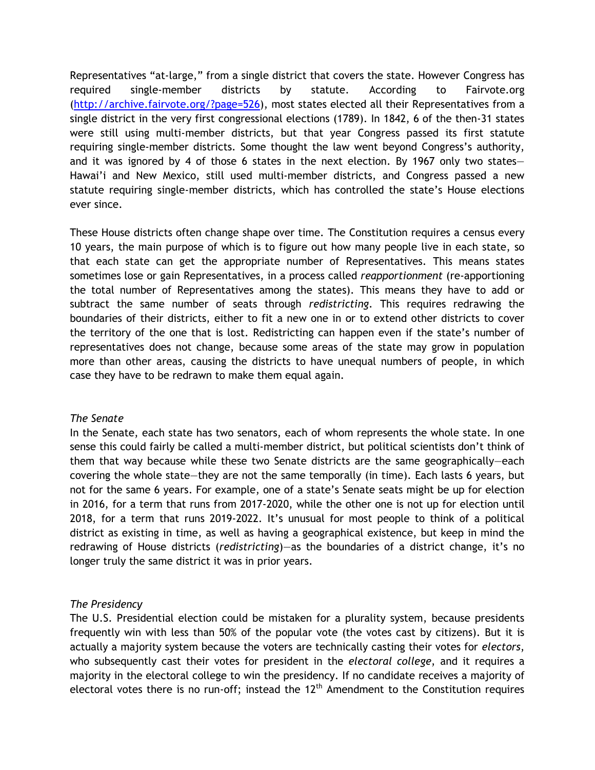Representatives "at-large," from a single district that covers the state. However Congress has required single-member districts by statute. According to Fairvote.org (http://archive.fairvote.org/?page=526), most states elected all their Representatives from a single district in the very first congressional elections (1789). In 1842, 6 of the then-31 states were still using multi-member districts, but that year Congress passed its first statute requiring single-member districts. Some thought the law went beyond Congress's authority, and it was ignored by 4 of those 6 states in the next election. By 1967 only two states—Hawai'i and New Mexico, still used multi-member districts, and Congress passed a new statute requiring single-member districts, which has controlled the state's House elections ever since.

These House districts often change shape over time. The Constitution requires a census every 10 years, the main purpose of which is to figure out how many people live in each state, so that each state can get the appropriate number of Representatives. This means states sometimes lose or gain Representatives, in a process called *reapportionment* (re-apportioning the total number of Representatives among the states). This means they have to add or subtract the same number of seats through *redistricting*. This requires redrawing the boundaries of their districts, either to fit a new one in or to extend other districts to cover the territory of the one that is lost. Redistricting can happen even if the state's number of representatives does not change, because some areas of the state may grow in population more than other areas, causing the districts to have unequal numbers of people, in which case they have to be redrawn to make them equal again.

*The Senate*

In the Senate, each state has two senators, each of whom represents the whole state. In one sense this could fairly be called a multi-member district, but political scientists don't think of them that way because while these two Senate districts are the same geographically—each covering the whole state—they are not the same temporally (in time). Each lasts 6 years, but not for the same 6 years. For example, one of a state's Senate seats might be up for election in 2016, for a term that runs from 2017-2020, while the other one is not up for election until 2018, for a term that runs 2019-2022. It's unusual for most people to think of a political district as existing in time, as well as having a geographical existence, but keep in mind the redrawing of House districts (*redistricting*)—as the boundaries of a district change, it's no longer truly the same district it was in prior years.

*The Presidency*

The U.S. Presidential election could be mistaken for a plurality system, because presidents frequently win with less than 50% of the popular vote (the votes cast by citizens). But it is actually a majority system because the voters are technically casting their votes for *electors*, who subsequently cast their votes for president in the *electoral college*, and it requires a majority in the electoral college to win the presidency. If no candidate receives a majority of electoral votes there is no run-off; instead the 12th Amendment to the Constitution requires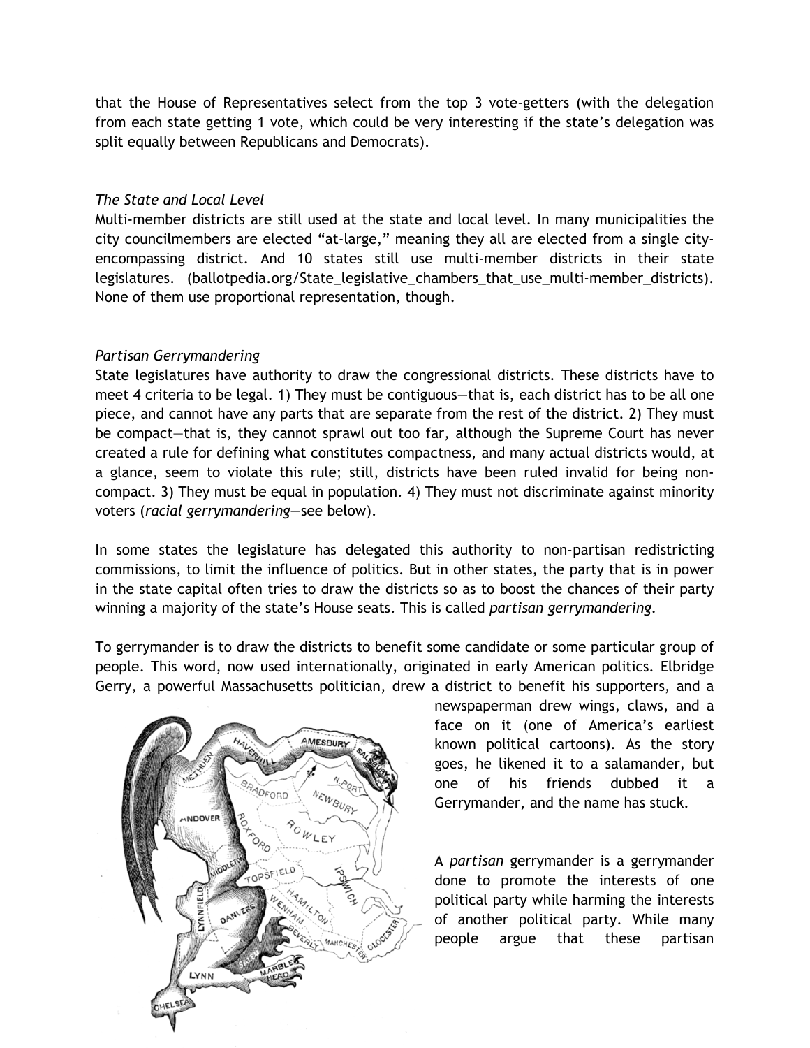that the House of Representatives select from the top 3 vote-getters (with the delegation from each state getting 1 vote, which could be very interesting if the state's delegation was split equally between Republicans and Democrats).

*The State and Local Level*

Multi-member districts are still used at the state and local level. In many municipalities the city councilmembers are elected "at-large," meaning they all are elected from a single city-encompassing district. And 10 states still use multi-member districts in their state legislatures. (ballotpedia.org/State_legislative_chambers_that_use_multi-member_districts). None of them use proportional representation, though.

*Partisan Gerrymandering*

State legislatures have authority to draw the congressional districts. These districts have to meet 4 criteria to be legal. 1) They must be contiguous—that is, each district has to be all one piece, and cannot have any parts that are separate from the rest of the district. 2) They must be compact—that is, they cannot sprawl out too far, although the Supreme Court has never created a rule for defining what constitutes compactness, and many actual districts would, at a glance, seem to violate this rule; still, districts have been ruled invalid for being non-compact. 3) They must be equal in population. 4) They must not discriminate against minority voters (*racial gerrymandering*—see below).

In some states the legislature has delegated this authority to non-partisan redistricting commissions, to limit the influence of politics. But in other states, the party that is in power in the state capital often tries to draw the districts so as to boost the chances of their party winning a majority of the state's House seats. This is called *partisan gerrymandering*.

To gerrymander is to draw the districts to benefit some candidate or some particular group of people. This word, now used internationally, originated in early American politics. Elbridge Gerry, a powerful Massachusetts politician, drew a district to benefit his supporters, and a newspaperman drew wings, claws, and a face on it (one of America's earliest known political cartoons). As the story goes, he likened it to a salamander, but one of his friends dubbed it a Gerrymander, and the name has stuck.

A *partisan* gerrymander is a gerrymander done to promote the interests of one political party while harming the interests of another political party. While many people argue that these partisan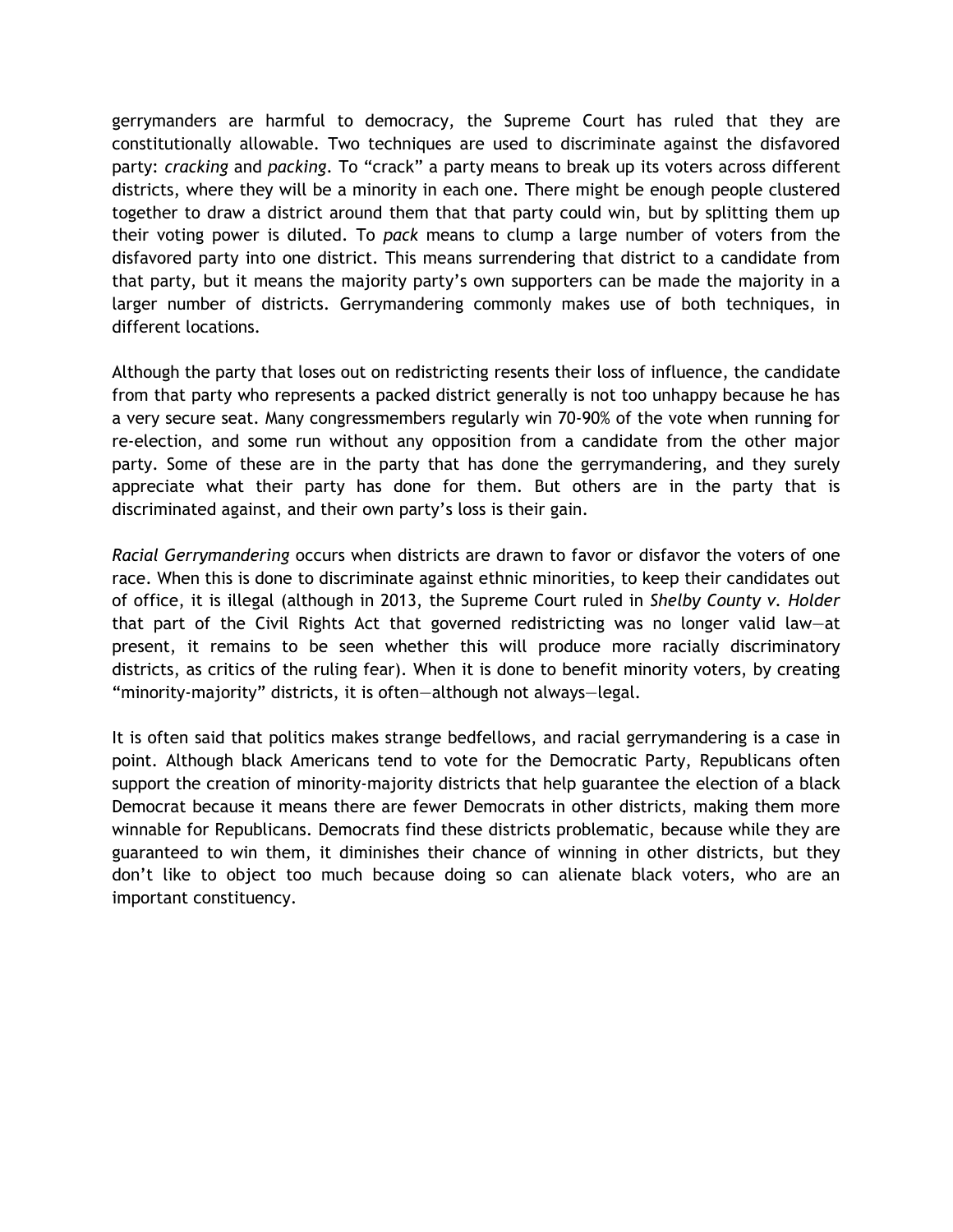gerrymanders are harmful to democracy, the Supreme Court has ruled that they are constitutionally allowable. Two techniques are used to discriminate against the disfavored party: *cracking* and *packing*. To "crack" a party means to break up its voters across different districts, where they will be a minority in each one. There might be enough people clustered together to draw a district around them that that party could win, but by splitting them up their voting power is diluted. To *pack* means to clump a large number of voters from the disfavored party into one district. This means surrendering that district to a candidate from that party, but it means the majority party's own supporters can be made the majority in a larger number of districts. Gerrymandering commonly makes use of both techniques, in different locations.

Although the party that loses out on redistricting resents their loss of influence, the candidate from that party who represents a packed district generally is not too unhappy because he has a very secure seat. Many congressmembers regularly win 70-90% of the vote when running for re-election, and some run without any opposition from a candidate from the other major party. Some of these are in the party that has done the gerrymandering, and they surely appreciate what their party has done for them. But others are in the party that is discriminated against, and their own party's loss is their gain.

*Racial Gerrymandering* occurs when districts are drawn to favor or disfavor the voters of one race. When this is done to discriminate against ethnic minorities, to keep their candidates out of office, it is illegal (although in 2013, the Supreme Court ruled in *Shelby County v. Holder* that part of the Civil Rights Act that governed redistricting was no longer valid law—at present, it remains to be seen whether this will produce more racially discriminatory districts, as critics of the ruling fear). When it is done to benefit minority voters, by creating "minority-majority" districts, it is often—although not always—legal.

It is often said that politics makes strange bedfellows, and racial gerrymandering is a case in point. Although black Americans tend to vote for the Democratic Party, Republicans often support the creation of minority-majority districts that help guarantee the election of a black Democrat because it means there are fewer Democrats in other districts, making them more winnable for Republicans. Democrats find these districts problematic, because while they are guaranteed to win them, it diminishes their chance of winning in other districts, but they don't like to object too much because doing so can alienate black voters, who are an important constituency.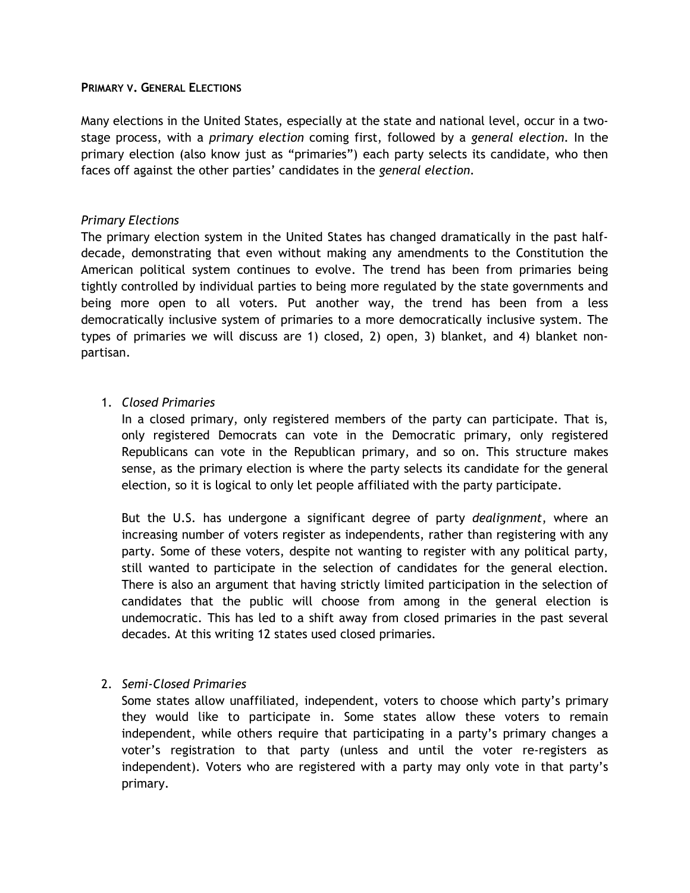**PRIMARY V. GENERAL ELECTIONS**

Many elections in the United States, especially at the state and national level, occur in a two-stage process, with a *primary election* coming first, followed by a *general election*. In the primary election (also know just as "primaries") each party selects its candidate, who then faces off against the other parties' candidates in the *general election*.

*Primary Elections*

The primary election system in the United States has changed dramatically in the past half-decade, demonstrating that even without making any amendments to the Constitution the American political system continues to evolve. The trend has been from primaries being tightly controlled by individual parties to being more regulated by the state governments and being more open to all voters. Put another way, the trend has been from a less democratically inclusive system of primaries to a more democratically inclusive system. The types of primaries we will discuss are 1) closed, 2) open, 3) blanket, and 4) blanket non-partisan.

1. *Closed Primaries*

   In a closed primary, only registered members of the party can participate. That is, only registered Democrats can vote in the Democratic primary, only registered Republicans can vote in the Republican primary, and so on. This structure makes sense, as the primary election is where the party selects its candidate for the general election, so it is logical to only let people affiliated with the party participate.

   But the U.S. has undergone a significant degree of party *dealignment*, where an increasing number of voters register as independents, rather than registering with any party. Some of these voters, despite not wanting to register with any political party, still wanted to participate in the selection of candidates for the general election. There is also an argument that having strictly limited participation in the selection of candidates that the public will choose from among in the general election is undemocratic. This has led to a shift away from closed primaries in the past several decades. At this writing 12 states used closed primaries.

2. *Semi-Closed Primaries*

   Some states allow unaffiliated, independent, voters to choose which party's primary they would like to participate in. Some states allow these voters to remain independent, while others require that participating in a party's primary changes a voter's registration to that party (unless and until the voter re-registers as independent). Voters who are registered with a party may only vote in that party's primary.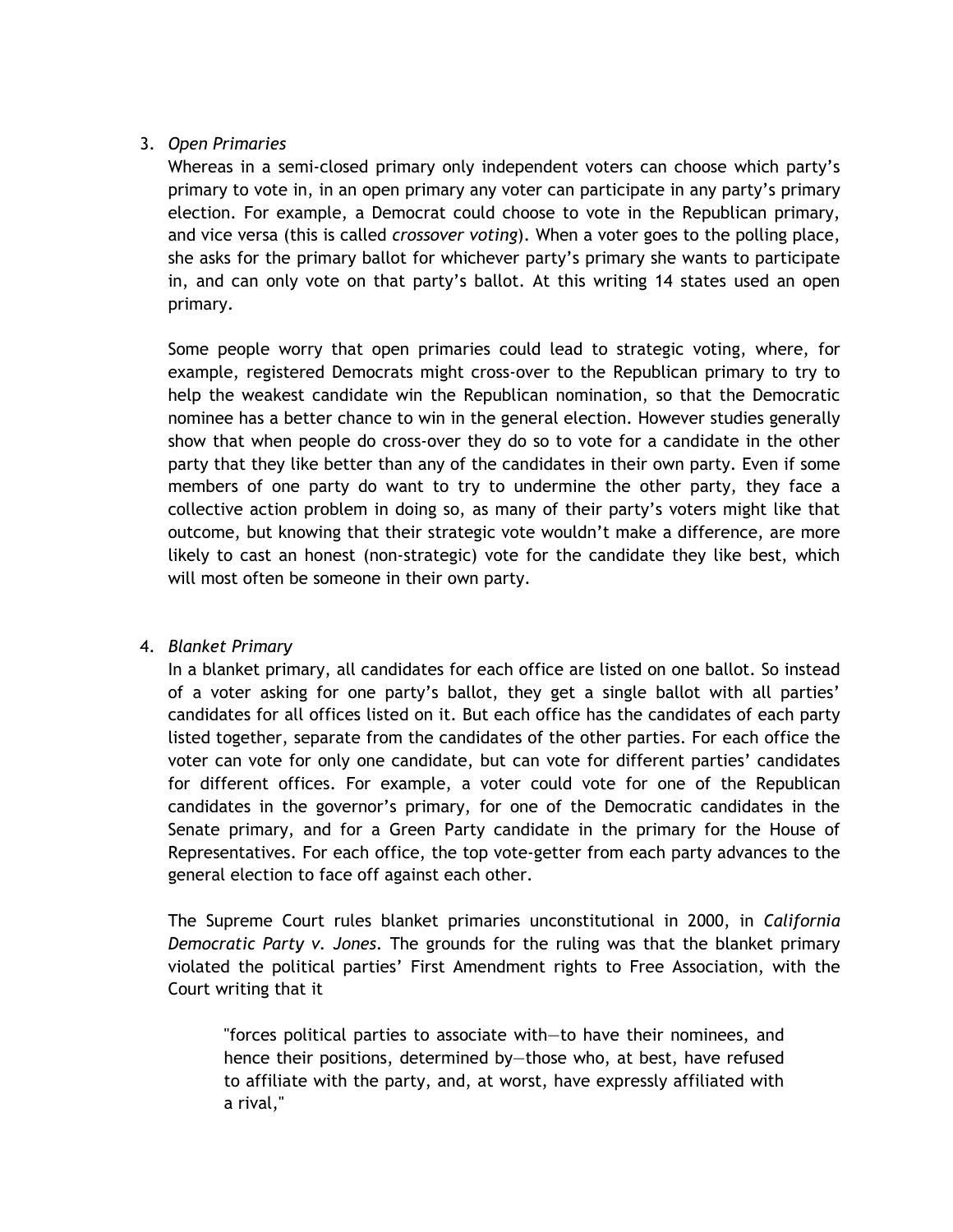3. *Open Primaries*

   Whereas in a semi-closed primary only independent voters can choose which party's primary to vote in, in an open primary any voter can participate in any party's primary election. For example, a Democrat could choose to vote in the Republican primary, and vice versa (this is called *crossover voting*). When a voter goes to the polling place, she asks for the primary ballot for whichever party's primary she wants to participate in, and can only vote on that party's ballot. At this writing 14 states used an open primary.

   Some people worry that open primaries could lead to strategic voting, where, for example, registered Democrats might cross-over to the Republican primary to try to help the weakest candidate win the Republican nomination, so that the Democratic nominee has a better chance to win in the general election. However studies generally show that when people do cross-over they do so to vote for a candidate in the other party that they like better than any of the candidates in their own party. Even if some members of one party do want to try to undermine the other party, they face a collective action problem in doing so, as many of their party's voters might like that outcome, but knowing that their strategic vote wouldn't make a difference, are more likely to cast an honest (non-strategic) vote for the candidate they like best, which will most often be someone in their own party.

4. *Blanket Primary*

   In a blanket primary, all candidates for each office are listed on one ballot. So instead of a voter asking for one party's ballot, they get a single ballot with all parties' candidates for all offices listed on it. But each office has the candidates of each party listed together, separate from the candidates of the other parties. For each office the voter can vote for only one candidate, but can vote for different parties' candidates for different offices. For example, a voter could vote for one of the Republican candidates in the governor's primary, for one of the Democratic candidates in the Senate primary, and for a Green Party candidate in the primary for the House of Representatives. For each office, the top vote-getter from each party advances to the general election to face off against each other.

   The Supreme Court rules blanket primaries unconstitutional in 2000, in *California Democratic Party v. Jones*. The grounds for the ruling was that the blanket primary violated the political parties' First Amendment rights to Free Association, with the Court writing that it

   > "forces political parties to associate with—to have their nominees, and hence their positions, determined by—those who, at best, have refused to affiliate with the party, and, at worst, have expressly affiliated with a rival,"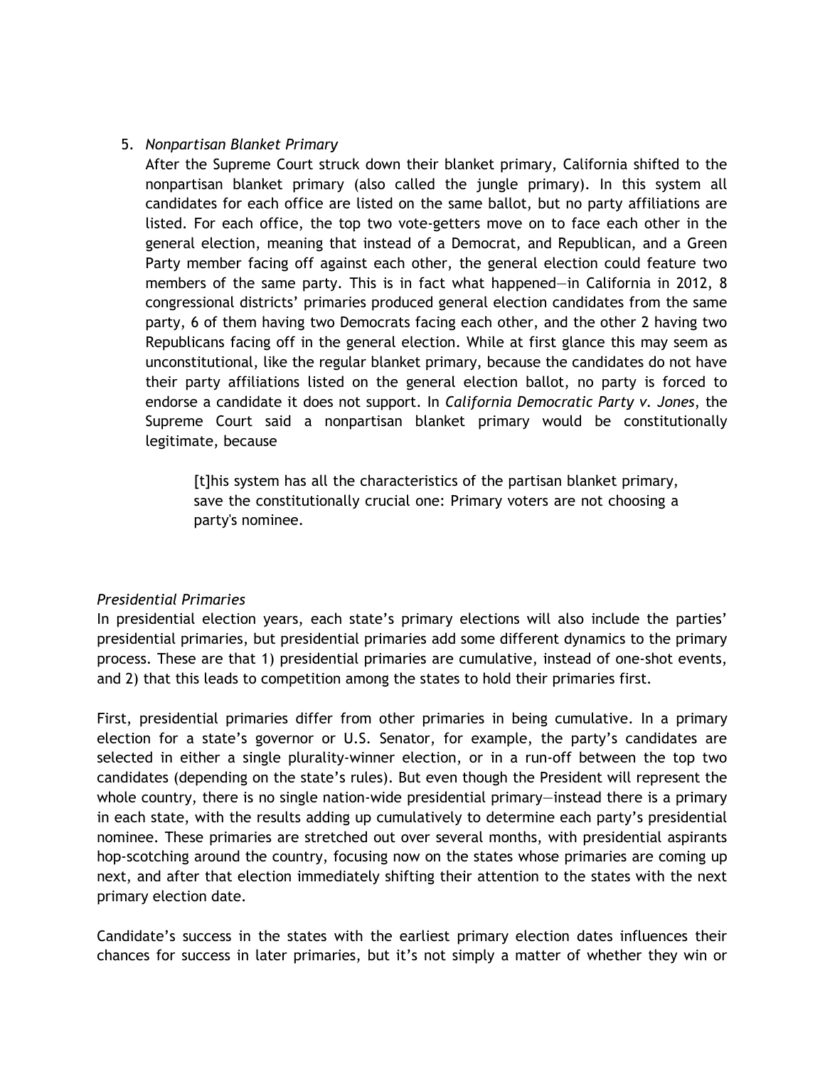5. *Nonpartisan Blanket Primary*

   After the Supreme Court struck down their blanket primary, California shifted to the nonpartisan blanket primary (also called the jungle primary). In this system all candidates for each office are listed on the same ballot, but no party affiliations are listed. For each office, the top two vote-getters move on to face each other in the general election, meaning that instead of a Democrat, and Republican, and a Green Party member facing off against each other, the general election could feature two members of the same party. This is in fact what happened—in California in 2012, 8 congressional districts' primaries produced general election candidates from the same party, 6 of them having two Democrats facing each other, and the other 2 having two Republicans facing off in the general election. While at first glance this may seem as unconstitutional, like the regular blanket primary, because the candidates do not have their party affiliations listed on the general election ballot, no party is forced to endorse a candidate it does not support. In *California Democratic Party v. Jones*, the Supreme Court said a nonpartisan blanket primary would be constitutionally legitimate, because

   > [t]his system has all the characteristics of the partisan blanket primary, save the constitutionally crucial one: Primary voters are not choosing a party's nominee.

*Presidential Primaries*

In presidential election years, each state's primary elections will also include the parties' presidential primaries, but presidential primaries add some different dynamics to the primary process. These are that 1) presidential primaries are cumulative, instead of one-shot events, and 2) that this leads to competition among the states to hold their primaries first.

First, presidential primaries differ from other primaries in being cumulative. In a primary election for a state's governor or U.S. Senator, for example, the party's candidates are selected in either a single plurality-winner election, or in a run-off between the top two candidates (depending on the state's rules). But even though the President will represent the whole country, there is no single nation-wide presidential primary—instead there is a primary in each state, with the results adding up cumulatively to determine each party's presidential nominee. These primaries are stretched out over several months, with presidential aspirants hop-scotching around the country, focusing now on the states whose primaries are coming up next, and after that election immediately shifting their attention to the states with the next primary election date.

Candidate's success in the states with the earliest primary election dates influences their chances for success in later primaries, but it's not simply a matter of whether they win or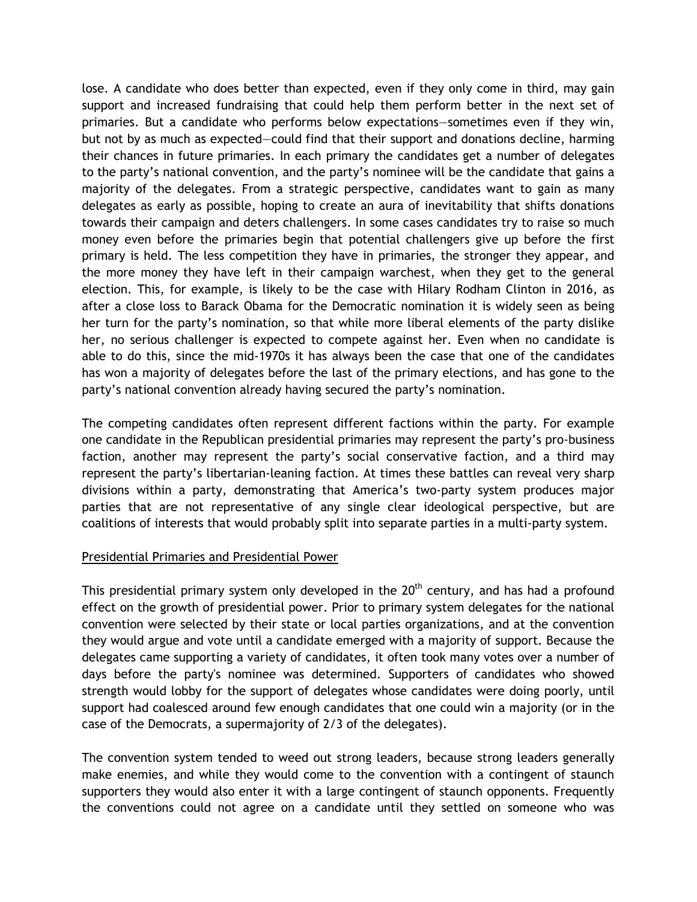lose. A candidate who does better than expected, even if they only come in third, may gain support and increased fundraising that could help them perform better in the next set of primaries. But a candidate who performs below expectations—sometimes even if they win, but not by as much as expected—could find that their support and donations decline, harming their chances in future primaries. In each primary the candidates get a number of delegates to the party's national convention, and the party's nominee will be the candidate that gains a majority of the delegates. From a strategic perspective, candidates want to gain as many delegates as early as possible, hoping to create an aura of inevitability that shifts donations towards their campaign and deters challengers. In some cases candidates try to raise so much money even before the primaries begin that potential challengers give up before the first primary is held. The less competition they have in primaries, the stronger they appear, and the more money they have left in their campaign warchest, when they get to the general election. This, for example, is likely to be the case with Hilary Rodham Clinton in 2016, as after a close loss to Barack Obama for the Democratic nomination it is widely seen as being her turn for the party's nomination, so that while more liberal elements of the party dislike her, no serious challenger is expected to compete against her. Even when no candidate is able to do this, since the mid-1970s it has always been the case that one of the candidates has won a majority of delegates before the last of the primary elections, and has gone to the party's national convention already having secured the party's nomination.

The competing candidates often represent different factions within the party. For example one candidate in the Republican presidential primaries may represent the party's pro-business faction, another may represent the party's social conservative faction, and a third may represent the party's libertarian-leaning faction. At times these battles can reveal very sharp divisions within a party, demonstrating that America's two-party system produces major parties that are not representative of any single clear ideological perspective, but are coalitions of interests that would probably split into separate parties in a multi-party system.

## Presidential Primaries and Presidential Power

This presidential primary system only developed in the 20th century, and has had a profound effect on the growth of presidential power. Prior to primary system delegates for the national convention were selected by their state or local parties organizations, and at the convention they would argue and vote until a candidate emerged with a majority of support. Because the delegates came supporting a variety of candidates, it often took many votes over a number of days before the party's nominee was determined. Supporters of candidates who showed strength would lobby for the support of delegates whose candidates were doing poorly, until support had coalesced around few enough candidates that one could win a majority (or in the case of the Democrats, a supermajority of 2/3 of the delegates).

The convention system tended to weed out strong leaders, because strong leaders generally make enemies, and while they would come to the convention with a contingent of staunch supporters they would also enter it with a large contingent of staunch opponents. Frequently the conventions could not agree on a candidate until they settled on someone who was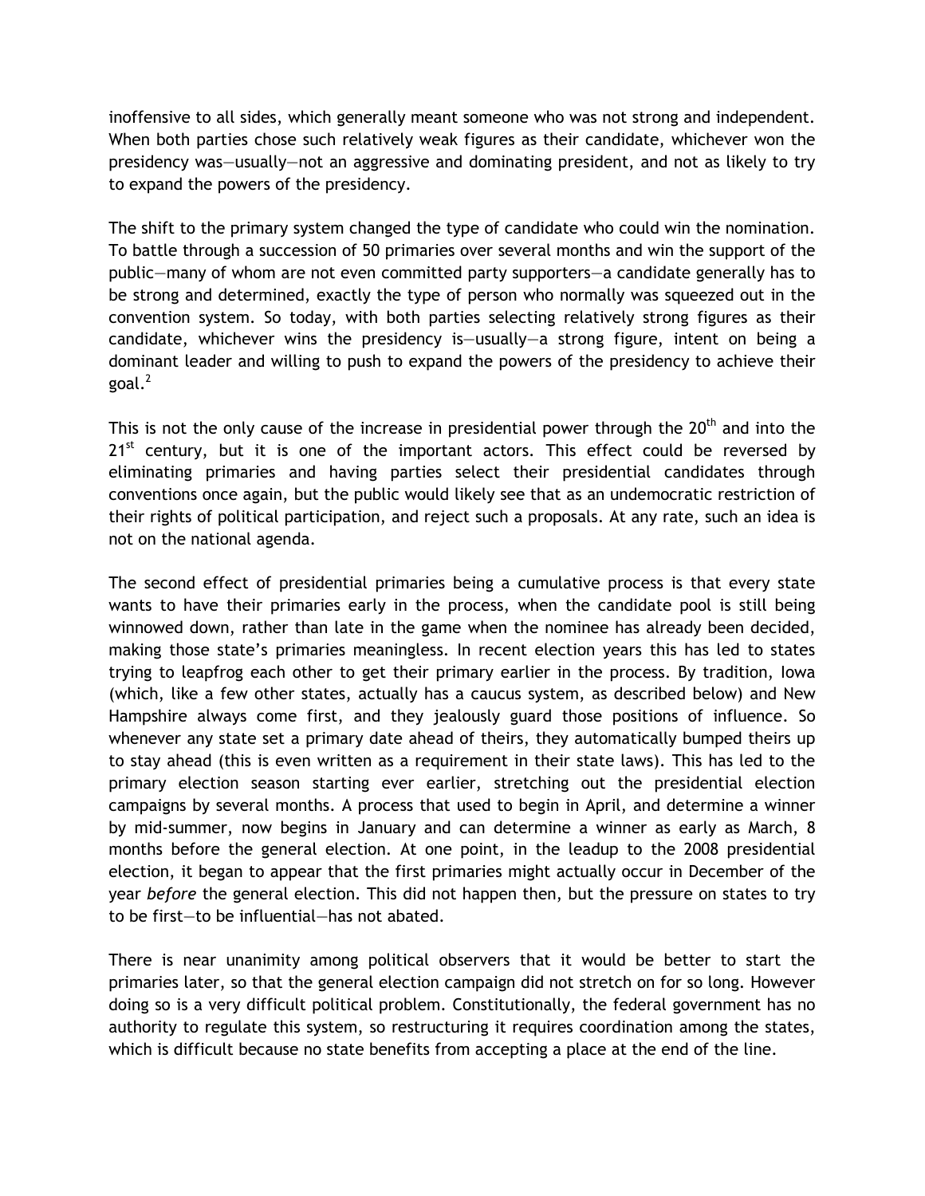inoffensive to all sides, which generally meant someone who was not strong and independent. When both parties chose such relatively weak figures as their candidate, whichever won the presidency was—usually—not an aggressive and dominating president, and not as likely to try to expand the powers of the presidency.

The shift to the primary system changed the type of candidate who could win the nomination. To battle through a succession of 50 primaries over several months and win the support of the public—many of whom are not even committed party supporters—a candidate generally has to be strong and determined, exactly the type of person who normally was squeezed out in the convention system. So today, with both parties selecting relatively strong figures as their candidate, whichever wins the presidency is—usually—a strong figure, intent on being a dominant leader and willing to push to expand the powers of the presidency to achieve their goal.[2]

This is not the only cause of the increase in presidential power through the 20th and into the 21st century, but it is one of the important actors. This effect could be reversed by eliminating primaries and having parties select their presidential candidates through conventions once again, but the public would likely see that as an undemocratic restriction of their rights of political participation, and reject such a proposals. At any rate, such an idea is not on the national agenda.

The second effect of presidential primaries being a cumulative process is that every state wants to have their primaries early in the process, when the candidate pool is still being winnowed down, rather than late in the game when the nominee has already been decided, making those state's primaries meaningless. In recent election years this has led to states trying to leapfrog each other to get their primary earlier in the process. By tradition, Iowa (which, like a few other states, actually has a caucus system, as described below) and New Hampshire always come first, and they jealously guard those positions of influence. So whenever any state set a primary date ahead of theirs, they automatically bumped theirs up to stay ahead (this is even written as a requirement in their state laws). This has led to the primary election season starting ever earlier, stretching out the presidential election campaigns by several months. A process that used to begin in April, and determine a winner by mid-summer, now begins in January and can determine a winner as early as March, 8 months before the general election. At one point, in the leadup to the 2008 presidential election, it began to appear that the first primaries might actually occur in December of the year *before* the general election. This did not happen then, but the pressure on states to try to be first—to be influential—has not abated.

There is near unanimity among political observers that it would be better to start the primaries later, so that the general election campaign did not stretch on for so long. However doing so is a very difficult political problem. Constitutionally, the federal government has no authority to regulate this system, so restructuring it requires coordination among the states, which is difficult because no state benefits from accepting a place at the end of the line.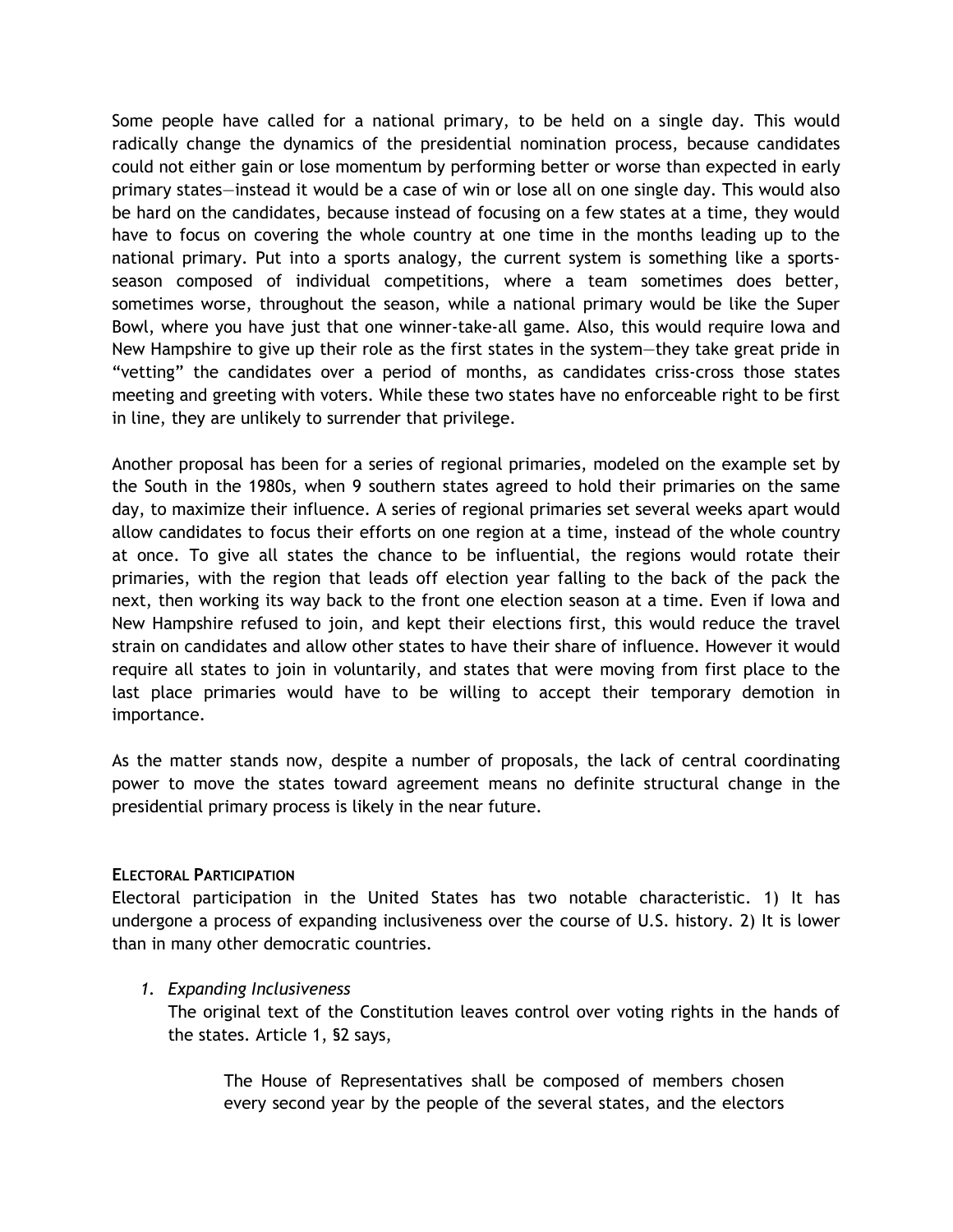Some people have called for a national primary, to be held on a single day. This would radically change the dynamics of the presidential nomination process, because candidates could not either gain or lose momentum by performing better or worse than expected in early primary states—instead it would be a case of win or lose all on one single day. This would also be hard on the candidates, because instead of focusing on a few states at a time, they would have to focus on covering the whole country at one time in the months leading up to the national primary. Put into a sports analogy, the current system is something like a sports-season composed of individual competitions, where a team sometimes does better, sometimes worse, throughout the season, while a national primary would be like the Super Bowl, where you have just that one winner-take-all game. Also, this would require Iowa and New Hampshire to give up their role as the first states in the system—they take great pride in "vetting" the candidates over a period of months, as candidates criss-cross those states meeting and greeting with voters. While these two states have no enforceable right to be first in line, they are unlikely to surrender that privilege.

Another proposal has been for a series of regional primaries, modeled on the example set by the South in the 1980s, when 9 southern states agreed to hold their primaries on the same day, to maximize their influence. A series of regional primaries set several weeks apart would allow candidates to focus their efforts on one region at a time, instead of the whole country at once. To give all states the chance to be influential, the regions would rotate their primaries, with the region that leads off election year falling to the back of the pack the next, then working its way back to the front one election season at a time. Even if Iowa and New Hampshire refused to join, and kept their elections first, this would reduce the travel strain on candidates and allow other states to have their share of influence. However it would require all states to join in voluntarily, and states that were moving from first place to the last place primaries would have to be willing to accept their temporary demotion in importance.

As the matter stands now, despite a number of proposals, the lack of central coordinating power to move the states toward agreement means no definite structural change in the presidential primary process is likely in the near future.

#### Electoral Participation

Electoral participation in the United States has two notable characteristic. 1) It has undergone a process of expanding inclusiveness over the course of U.S. history. 2) It is lower than in many other democratic countries.

1. *Expanding Inclusiveness*

   The original text of the Constitution leaves control over voting rights in the hands of the states. Article 1, §2 says,

   > The House of Representatives shall be composed of members chosen every second year by the people of the several states, and the electors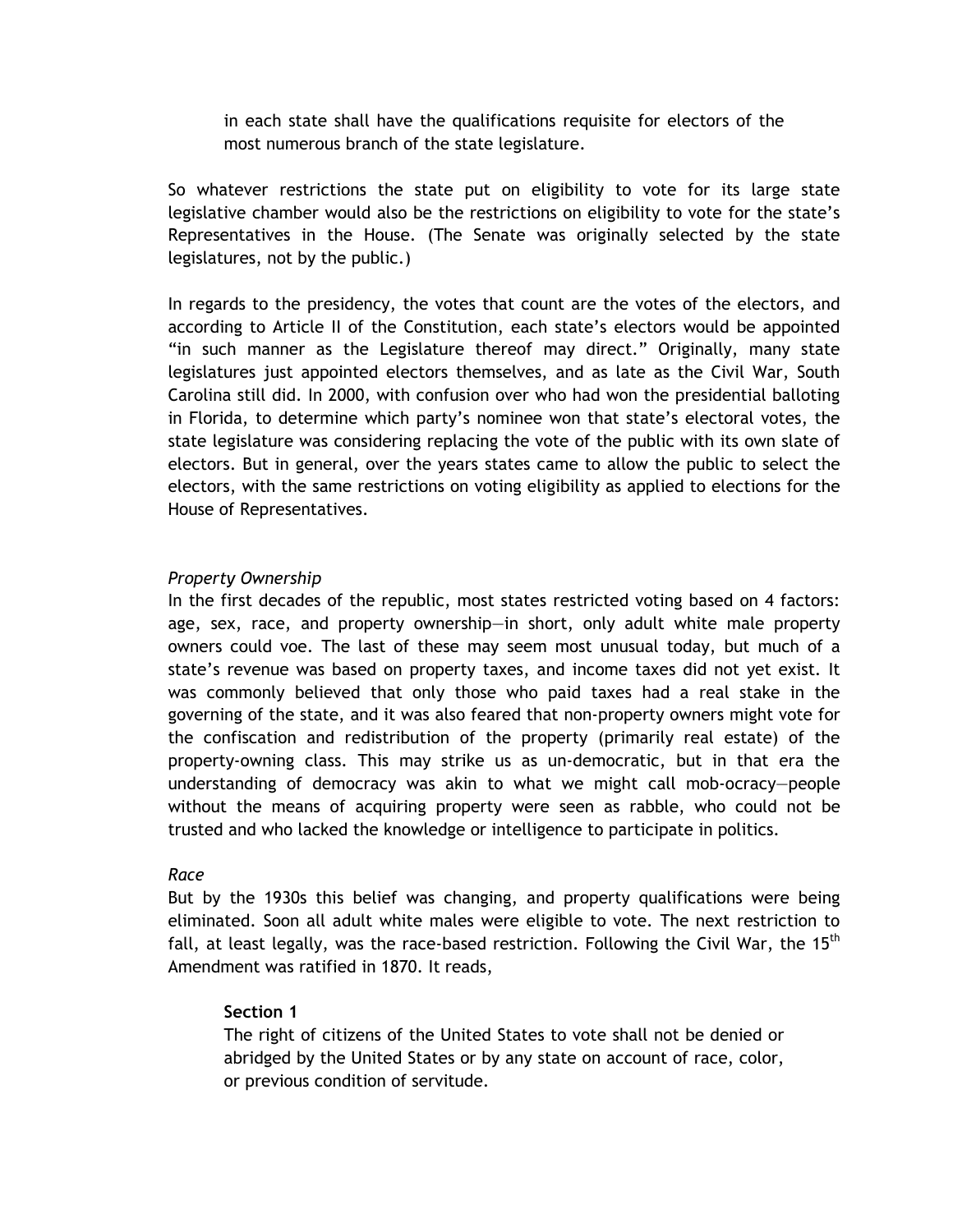in each state shall have the qualifications requisite for electors of the most numerous branch of the state legislature.

So whatever restrictions the state put on eligibility to vote for its large state legislative chamber would also be the restrictions on eligibility to vote for the state's Representatives in the House. (The Senate was originally selected by the state legislatures, not by the public.)

In regards to the presidency, the votes that count are the votes of the electors, and according to Article II of the Constitution, each state's electors would be appointed "in such manner as the Legislature thereof may direct." Originally, many state legislatures just appointed electors themselves, and as late as the Civil War, South Carolina still did. In 2000, with confusion over who had won the presidential balloting in Florida, to determine which party's nominee won that state's electoral votes, the state legislature was considering replacing the vote of the public with its own slate of electors. But in general, over the years states came to allow the public to select the electors, with the same restrictions on voting eligibility as applied to elections for the House of Representatives.

*Property Ownership*

In the first decades of the republic, most states restricted voting based on 4 factors: age, sex, race, and property ownership—in short, only adult white male property owners could voe. The last of these may seem most unusual today, but much of a state's revenue was based on property taxes, and income taxes did not yet exist. It was commonly believed that only those who paid taxes had a real stake in the governing of the state, and it was also feared that non-property owners might vote for the confiscation and redistribution of the property (primarily real estate) of the property-owning class. This may strike us as un-democratic, but in that era the understanding of democracy was akin to what we might call mob-ocracy—people without the means of acquiring property were seen as rabble, who could not be trusted and who lacked the knowledge or intelligence to participate in politics.

*Race*

But by the 1930s this belief was changing, and property qualifications were being eliminated. Soon all adult white males were eligible to vote. The next restriction to fall, at least legally, was the race-based restriction. Following the Civil War, the 15th Amendment was ratified in 1870. It reads,

> **Section 1**
> The right of citizens of the United States to vote shall not be denied or abridged by the United States or by any state on account of race, color, or previous condition of servitude.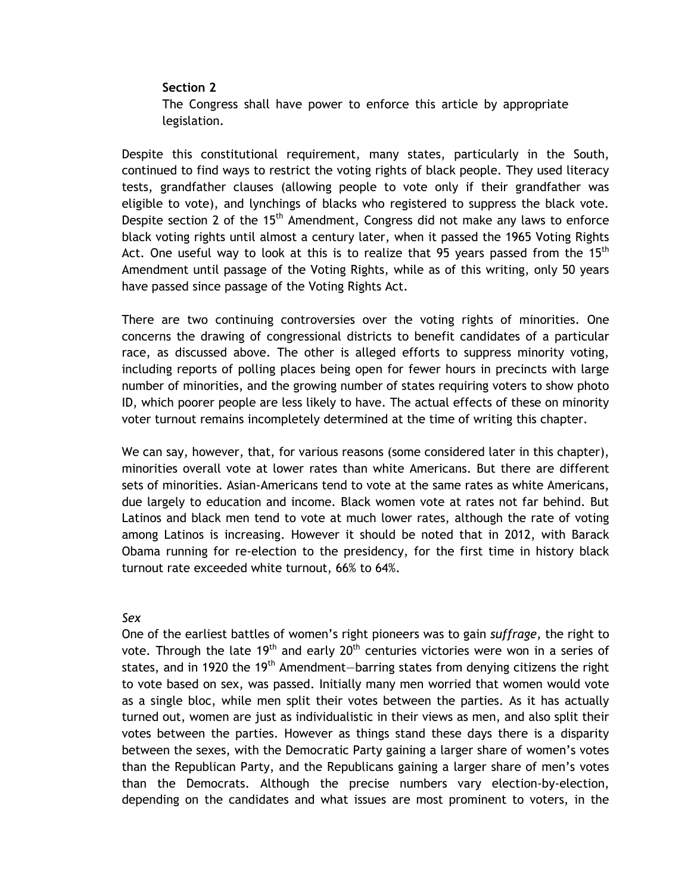**Section 2**
The Congress shall have power to enforce this article by appropriate legislation.

Despite this constitutional requirement, many states, particularly in the South, continued to find ways to restrict the voting rights of black people. They used literacy tests, grandfather clauses (allowing people to vote only if their grandfather was eligible to vote), and lynchings of blacks who registered to suppress the black vote. Despite section 2 of the 15th Amendment, Congress did not make any laws to enforce black voting rights until almost a century later, when it passed the 1965 Voting Rights Act. One useful way to look at this is to realize that 95 years passed from the 15th Amendment until passage of the Voting Rights, while as of this writing, only 50 years have passed since passage of the Voting Rights Act.

There are two continuing controversies over the voting rights of minorities. One concerns the drawing of congressional districts to benefit candidates of a particular race, as discussed above. The other is alleged efforts to suppress minority voting, including reports of polling places being open for fewer hours in precincts with large number of minorities, and the growing number of states requiring voters to show photo ID, which poorer people are less likely to have. The actual effects of these on minority voter turnout remains incompletely determined at the time of writing this chapter.

We can say, however, that, for various reasons (some considered later in this chapter), minorities overall vote at lower rates than white Americans. But there are different sets of minorities. Asian-Americans tend to vote at the same rates as white Americans, due largely to education and income. Black women vote at rates not far behind. But Latinos and black men tend to vote at much lower rates, although the rate of voting among Latinos is increasing. However it should be noted that in 2012, with Barack Obama running for re-election to the presidency, for the first time in history black turnout rate exceeded white turnout, 66% to 64%.

*Sex*

One of the earliest battles of women's right pioneers was to gain *suffrage*, the right to vote. Through the late 19th and early 20th centuries victories were won in a series of states, and in 1920 the 19th Amendment—barring states from denying citizens the right to vote based on sex, was passed. Initially many men worried that women would vote as a single bloc, while men split their votes between the parties. As it has actually turned out, women are just as individualistic in their views as men, and also split their votes between the parties. However as things stand these days there is a disparity between the sexes, with the Democratic Party gaining a larger share of women's votes than the Republican Party, and the Republicans gaining a larger share of men's votes than the Democrats. Although the precise numbers vary election-by-election, depending on the candidates and what issues are most prominent to voters, in the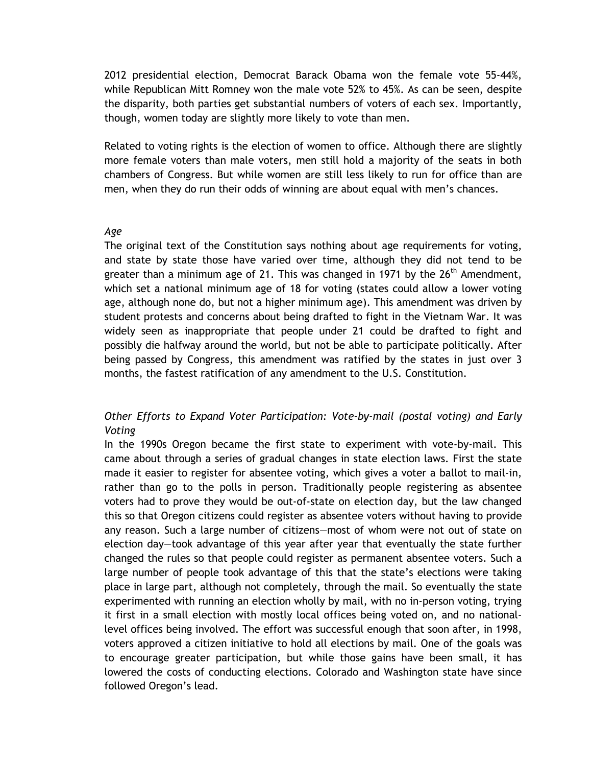2012 presidential election, Democrat Barack Obama won the female vote 55-44%, while Republican Mitt Romney won the male vote 52% to 45%. As can be seen, despite the disparity, both parties get substantial numbers of voters of each sex. Importantly, though, women today are slightly more likely to vote than men.

Related to voting rights is the election of women to office. Although there are slightly more female voters than male voters, men still hold a majority of the seats in both chambers of Congress. But while women are still less likely to run for office than are men, when they do run their odds of winning are about equal with men's chances.

*Age*

The original text of the Constitution says nothing about age requirements for voting, and state by state those have varied over time, although they did not tend to be greater than a minimum age of 21. This was changed in 1971 by the 26th Amendment, which set a national minimum age of 18 for voting (states could allow a lower voting age, although none do, but not a higher minimum age). This amendment was driven by student protests and concerns about being drafted to fight in the Vietnam War. It was widely seen as inappropriate that people under 21 could be drafted to fight and possibly die halfway around the world, but not be able to participate politically. After being passed by Congress, this amendment was ratified by the states in just over 3 months, the fastest ratification of any amendment to the U.S. Constitution.

*Other Efforts to Expand Voter Participation: Vote-by-mail (postal voting) and Early Voting*

In the 1990s Oregon became the first state to experiment with vote-by-mail. This came about through a series of gradual changes in state election laws. First the state made it easier to register for absentee voting, which gives a voter a ballot to mail-in, rather than go to the polls in person. Traditionally people registering as absentee voters had to prove they would be out-of-state on election day, but the law changed this so that Oregon citizens could register as absentee voters without having to provide any reason. Such a large number of citizens—most of whom were not out of state on election day—took advantage of this year after year that eventually the state further changed the rules so that people could register as permanent absentee voters. Such a large number of people took advantage of this that the state's elections were taking place in large part, although not completely, through the mail. So eventually the state experimented with running an election wholly by mail, with no in-person voting, trying it first in a small election with mostly local offices being voted on, and no national-level offices being involved. The effort was successful enough that soon after, in 1998, voters approved a citizen initiative to hold all elections by mail. One of the goals was to encourage greater participation, but while those gains have been small, it has lowered the costs of conducting elections. Colorado and Washington state have since followed Oregon's lead.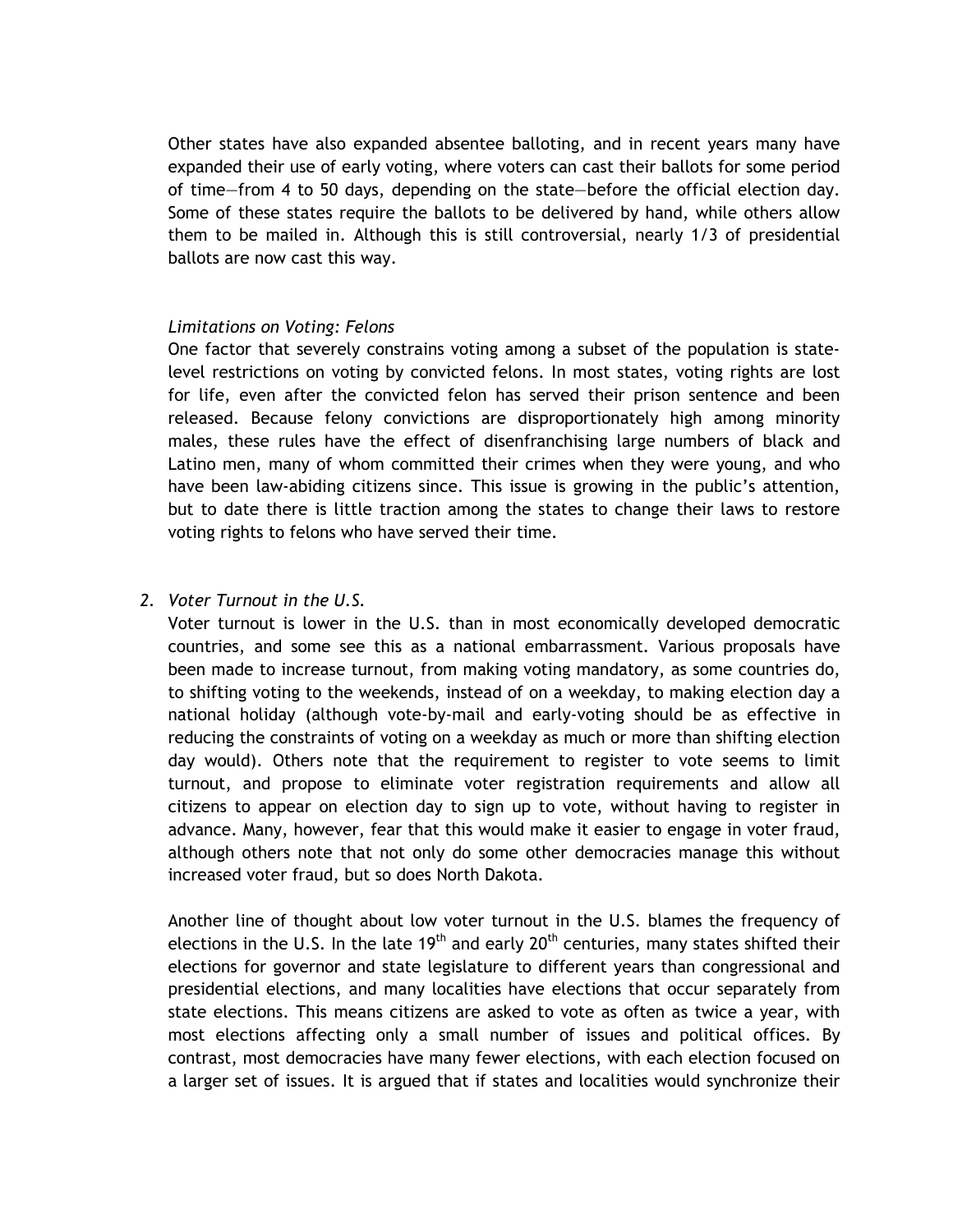Other states have also expanded absentee balloting, and in recent years many have expanded their use of early voting, where voters can cast their ballots for some period of time—from 4 to 50 days, depending on the state—before the official election day. Some of these states require the ballots to be delivered by hand, while others allow them to be mailed in. Although this is still controversial, nearly 1/3 of presidential ballots are now cast this way.

*Limitations on Voting: Felons*

One factor that severely constrains voting among a subset of the population is state-level restrictions on voting by convicted felons. In most states, voting rights are lost for life, even after the convicted felon has served their prison sentence and been released. Because felony convictions are disproportionately high among minority males, these rules have the effect of disenfranchising large numbers of black and Latino men, many of whom committed their crimes when they were young, and who have been law-abiding citizens since. This issue is growing in the public's attention, but to date there is little traction among the states to change their laws to restore voting rights to felons who have served their time.

2. *Voter Turnout in the U.S.*

Voter turnout is lower in the U.S. than in most economically developed democratic countries, and some see this as a national embarrassment. Various proposals have been made to increase turnout, from making voting mandatory, as some countries do, to shifting voting to the weekends, instead of on a weekday, to making election day a national holiday (although vote-by-mail and early-voting should be as effective in reducing the constraints of voting on a weekday as much or more than shifting election day would). Others note that the requirement to register to vote seems to limit turnout, and propose to eliminate voter registration requirements and allow all citizens to appear on election day to sign up to vote, without having to register in advance. Many, however, fear that this would make it easier to engage in voter fraud, although others note that not only do some other democracies manage this without increased voter fraud, but so does North Dakota.

Another line of thought about low voter turnout in the U.S. blames the frequency of elections in the U.S. In the late 19th and early 20th centuries, many states shifted their elections for governor and state legislature to different years than congressional and presidential elections, and many localities have elections that occur separately from state elections. This means citizens are asked to vote as often as twice a year, with most elections affecting only a small number of issues and political offices. By contrast, most democracies have many fewer elections, with each election focused on a larger set of issues. It is argued that if states and localities would synchronize their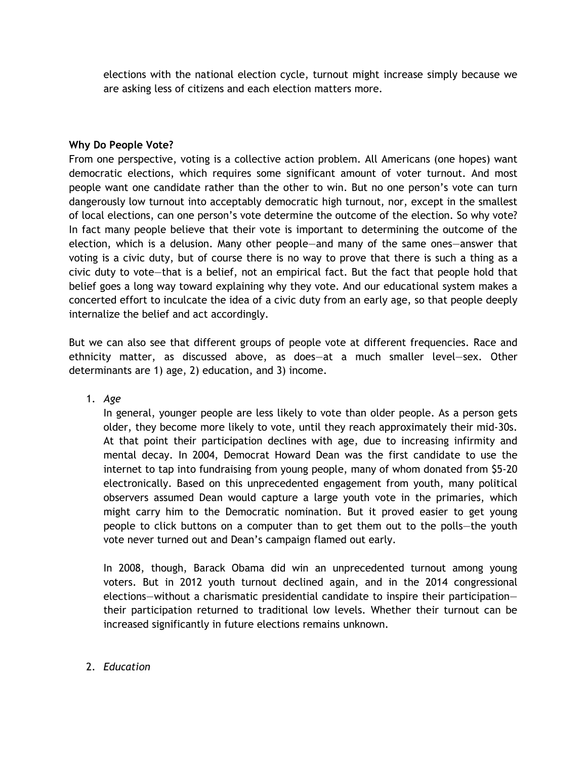elections with the national election cycle, turnout might increase simply because we are asking less of citizens and each election matters more.

**Why Do People Vote?**

From one perspective, voting is a collective action problem. All Americans (one hopes) want democratic elections, which requires some significant amount of voter turnout. And most people want one candidate rather than the other to win. But no one person's vote can turn dangerously low turnout into acceptably democratic high turnout, nor, except in the smallest of local elections, can one person's vote determine the outcome of the election. So why vote? In fact many people believe that their vote is important to determining the outcome of the election, which is a delusion. Many other people—and many of the same ones—answer that voting is a civic duty, but of course there is no way to prove that there is such a thing as a civic duty to vote—that is a belief, not an empirical fact. But the fact that people hold that belief goes a long way toward explaining why they vote. And our educational system makes a concerted effort to inculcate the idea of a civic duty from an early age, so that people deeply internalize the belief and act accordingly.

But we can also see that different groups of people vote at different frequencies. Race and ethnicity matter, as discussed above, as does—at a much smaller level—sex. Other determinants are 1) age, 2) education, and 3) income.

1. *Age*

   In general, younger people are less likely to vote than older people. As a person gets older, they become more likely to vote, until they reach approximately their mid-30s. At that point their participation declines with age, due to increasing infirmity and mental decay. In 2004, Democrat Howard Dean was the first candidate to use the internet to tap into fundraising from young people, many of whom donated from $5-20 electronically. Based on this unprecedented engagement from youth, many political observers assumed Dean would capture a large youth vote in the primaries, which might carry him to the Democratic nomination. But it proved easier to get young people to click buttons on a computer than to get them out to the polls—the youth vote never turned out and Dean's campaign flamed out early.

   In 2008, though, Barack Obama did win an unprecedented turnout among young voters. But in 2012 youth turnout declined again, and in the 2014 congressional elections—without a charismatic presidential candidate to inspire their participation—their participation returned to traditional low levels. Whether their turnout can be increased significantly in future elections remains unknown.

2. *Education*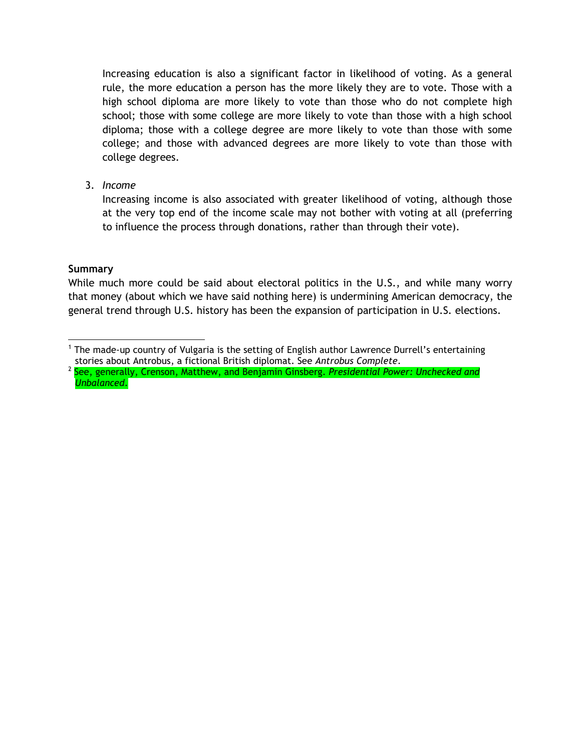Increasing education is also a significant factor in likelihood of voting. As a general rule, the more education a person has the more likely they are to vote. Those with a high school diploma are more likely to vote than those who do not complete high school; those with some college are more likely to vote than those with a high school diploma; those with a college degree are more likely to vote than those with some college; and those with advanced degrees are more likely to vote than those with college degrees.

3. *Income*

   Increasing income is also associated with greater likelihood of voting, although those at the very top end of the income scale may not bother with voting at all (preferring to influence the process through donations, rather than through their vote).

**Summary**

While much more could be said about electoral politics in the U.S., and while many worry that money (about which we have said nothing here) is undermining American democracy, the general trend through U.S. history has been the expansion of participation in U.S. elections.

---

[1] The made-up country of Vulgaria is the setting of English author Lawrence Durrell's entertaining stories about Antrobus, a fictional British diplomat. See *Antrobus Complete*.

[2] See, generally, Crenson, Matthew, and Benjamin Ginsberg. *Presidential Power: Unchecked and Unbalanced*.